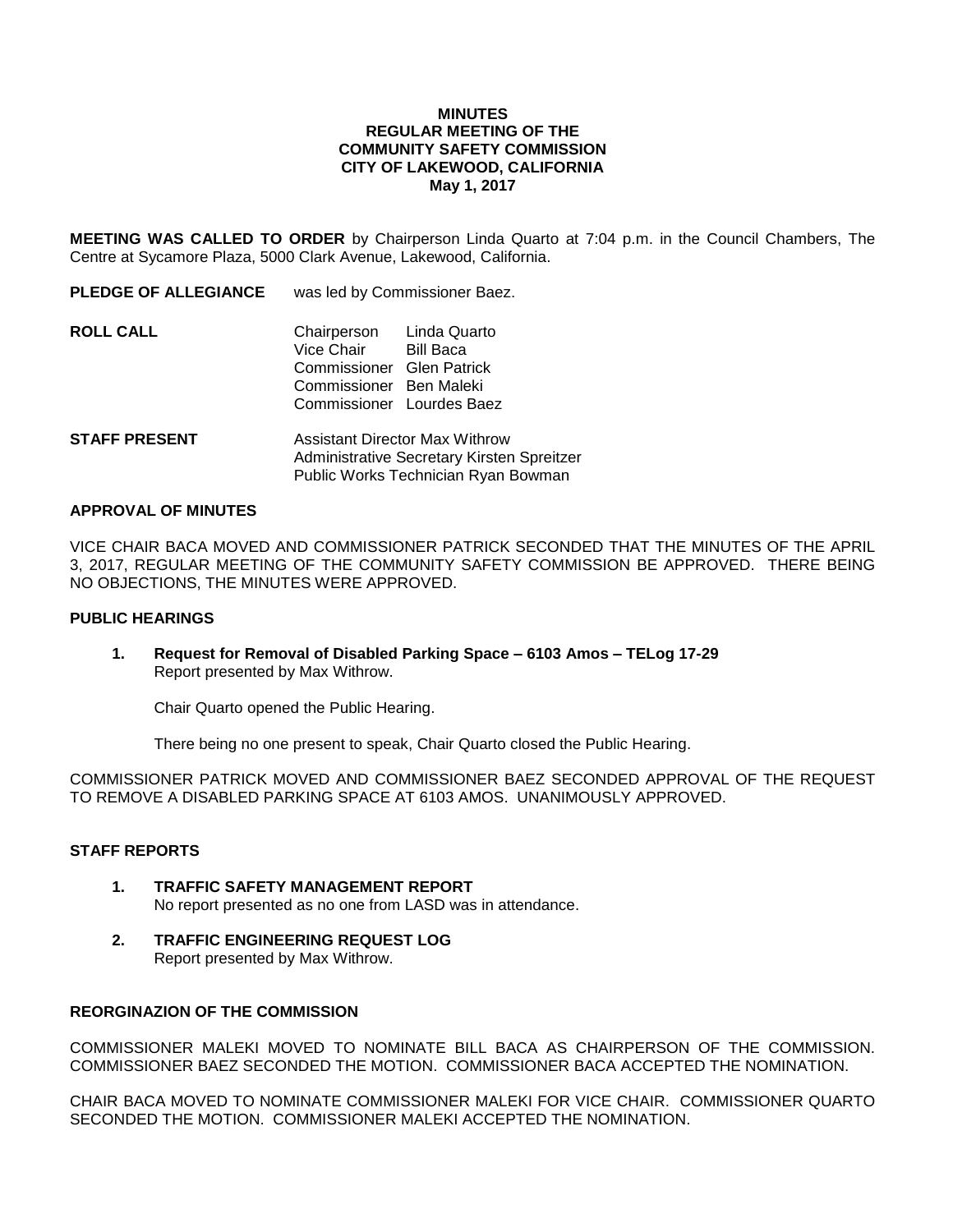**MINUTES**
**REGULAR MEETING OF THE**
**COMMUNITY SAFETY COMMISSION**
**CITY OF LAKEWOOD, CALIFORNIA**
**May 1, 2017**

**MEETING WAS CALLED TO ORDER** by Chairperson Linda Quarto at 7:04 p.m. in the Council Chambers, The Centre at Sycamore Plaza, 5000 Clark Avenue, Lakewood, California.

**PLEDGE OF ALLEGIANCE** was led by Commissioner Baez.

**ROLL CALL**

Chairperson Linda Quarto
Vice Chair Bill Baca
Commissioner Glen Patrick
Commissioner Ben Maleki
Commissioner Lourdes Baez

**STAFF PRESENT**

Assistant Director Max Withrow
Administrative Secretary Kirsten Spreitzer
Public Works Technician Ryan Bowman

**APPROVAL OF MINUTES**

VICE CHAIR BACA MOVED AND COMMISSIONER PATRICK SECONDED THAT THE MINUTES OF THE APRIL 3, 2017, REGULAR MEETING OF THE COMMUNITY SAFETY COMMISSION BE APPROVED. THERE BEING NO OBJECTIONS, THE MINUTES WERE APPROVED.

**PUBLIC HEARINGS**

1. **Request for Removal of Disabled Parking Space – 6103 Amos – TELog 17-29**
   Report presented by Max Withrow.

   Chair Quarto opened the Public Hearing.

   There being no one present to speak, Chair Quarto closed the Public Hearing.

COMMISSIONER PATRICK MOVED AND COMMISSIONER BAEZ SECONDED APPROVAL OF THE REQUEST TO REMOVE A DISABLED PARKING SPACE AT 6103 AMOS. UNANIMOUSLY APPROVED.

**STAFF REPORTS**

1. **TRAFFIC SAFETY MANAGEMENT REPORT**
   No report presented as no one from LASD was in attendance.

2. **TRAFFIC ENGINEERING REQUEST LOG**
   Report presented by Max Withrow.

**REORGINAZION OF THE COMMISSION**

COMMISSIONER MALEKI MOVED TO NOMINATE BILL BACA AS CHAIRPERSON OF THE COMMISSION. COMMISSIONER BAEZ SECONDED THE MOTION. COMMISSIONER BACA ACCEPTED THE NOMINATION.

CHAIR BACA MOVED TO NOMINATE COMMISSIONER MALEKI FOR VICE CHAIR. COMMISSIONER QUARTO SECONDED THE MOTION. COMMISSIONER MALEKI ACCEPTED THE NOMINATION.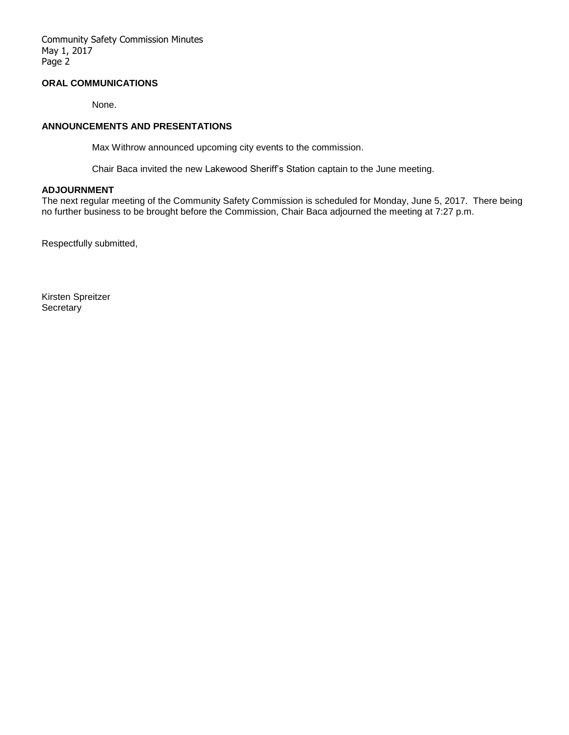**ORAL COMMUNICATIONS**

None.

**ANNOUNCEMENTS AND PRESENTATIONS**

Max Withrow announced upcoming city events to the commission.

Chair Baca invited the new Lakewood Sheriff's Station captain to the June meeting.

**ADJOURNMENT**

The next regular meeting of the Community Safety Commission is scheduled for Monday, June 5, 2017. There being no further business to be brought before the Commission, Chair Baca adjourned the meeting at 7:27 p.m.

Respectfully submitted,

Kirsten Spreitzer
Secretary